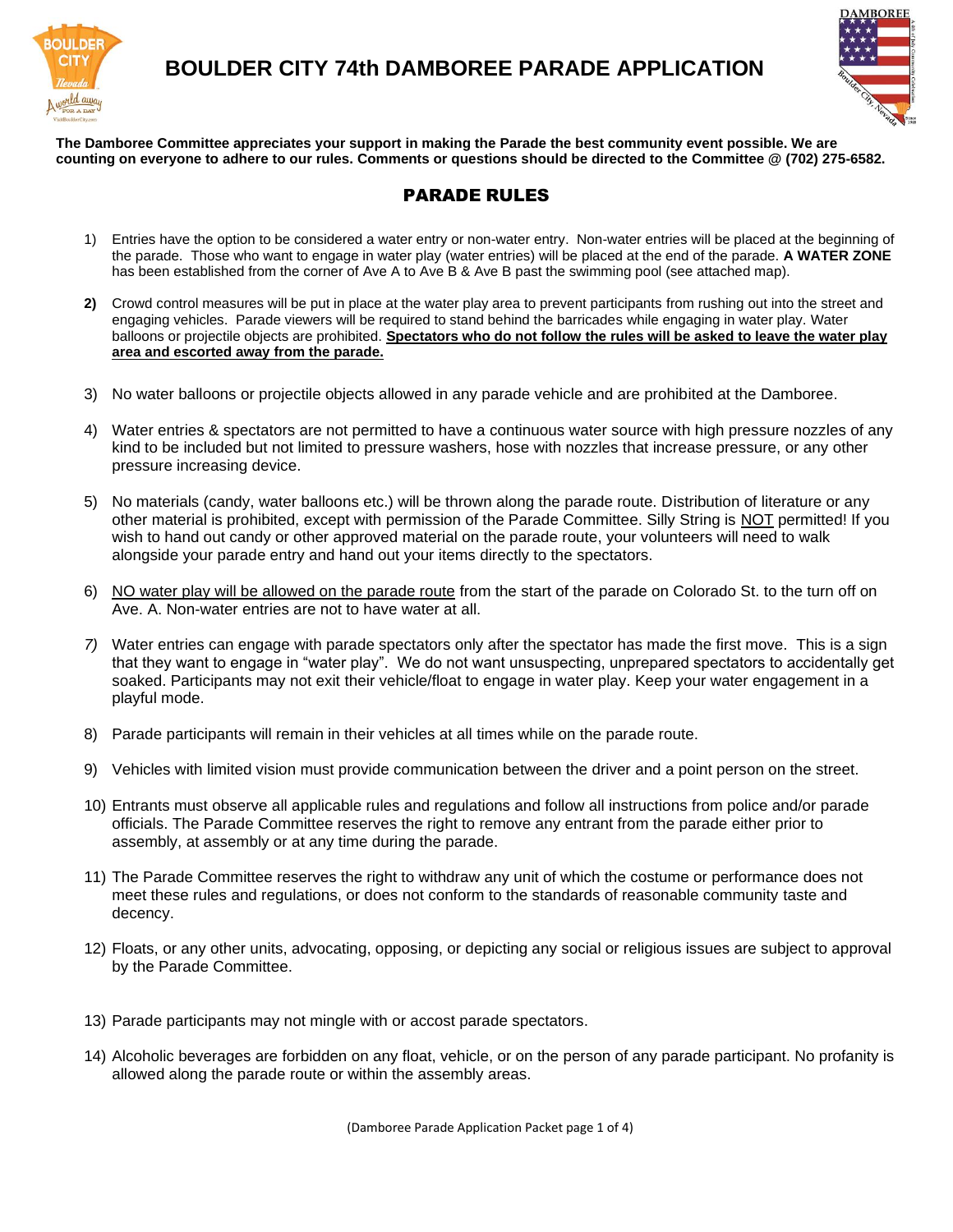# BOULDER CITY 74th DAMBOREE PARADE APPLICATION

**The Damboree Committee appreciates your support in making the Parade the best community event possible. We are counting on everyone to adhere to our rules. Comments or questions should be directed to the Committee @ (702) 275-6582.**

## PARADE RULES

1) Entries have the option to be considered a water entry or non-water entry. Non-water entries will be placed at the beginning of the parade. Those who want to engage in water play (water entries) will be placed at the end of the parade. **A WATER ZONE** has been established from the corner of Ave A to Ave B & Ave B past the swimming pool (see attached map).

2) Crowd control measures will be put in place at the water play area to prevent participants from rushing out into the street and engaging vehicles. Parade viewers will be required to stand behind the barricades while engaging in water play. Water balloons or projectile objects are prohibited. **Spectators who do not follow the rules will be asked to leave the water play area and escorted away from the parade.**

3) No water balloons or projectile objects allowed in any parade vehicle and are prohibited at the Damboree.

4) Water entries & spectators are not permitted to have a continuous water source with high pressure nozzles of any kind to be included but not limited to pressure washers, hose with nozzles that increase pressure, or any other pressure increasing device.

5) No materials (candy, water balloons etc.) will be thrown along the parade route. Distribution of literature or any other material is prohibited, except with permission of the Parade Committee. Silly String is NOT permitted! If you wish to hand out candy or other approved material on the parade route, your volunteers will need to walk alongside your parade entry and hand out your items directly to the spectators.

6) NO water play will be allowed on the parade route from the start of the parade on Colorado St. to the turn off on Ave. A. Non-water entries are not to have water at all.

7) Water entries can engage with parade spectators only after the spectator has made the first move. This is a sign that they want to engage in "water play". We do not want unsuspecting, unprepared spectators to accidentally get soaked. Participants may not exit their vehicle/float to engage in water play. Keep your water engagement in a playful mode.

8) Parade participants will remain in their vehicles at all times while on the parade route.

9) Vehicles with limited vision must provide communication between the driver and a point person on the street.

10) Entrants must observe all applicable rules and regulations and follow all instructions from police and/or parade officials. The Parade Committee reserves the right to remove any entrant from the parade either prior to assembly, at assembly or at any time during the parade.

11) The Parade Committee reserves the right to withdraw any unit of which the costume or performance does not meet these rules and regulations, or does not conform to the standards of reasonable community taste and decency.

12) Floats, or any other units, advocating, opposing, or depicting any social or religious issues are subject to approval by the Parade Committee.

13) Parade participants may not mingle with or accost parade spectators.

14) Alcoholic beverages are forbidden on any float, vehicle, or on the person of any parade participant. No profanity is allowed along the parade route or within the assembly areas.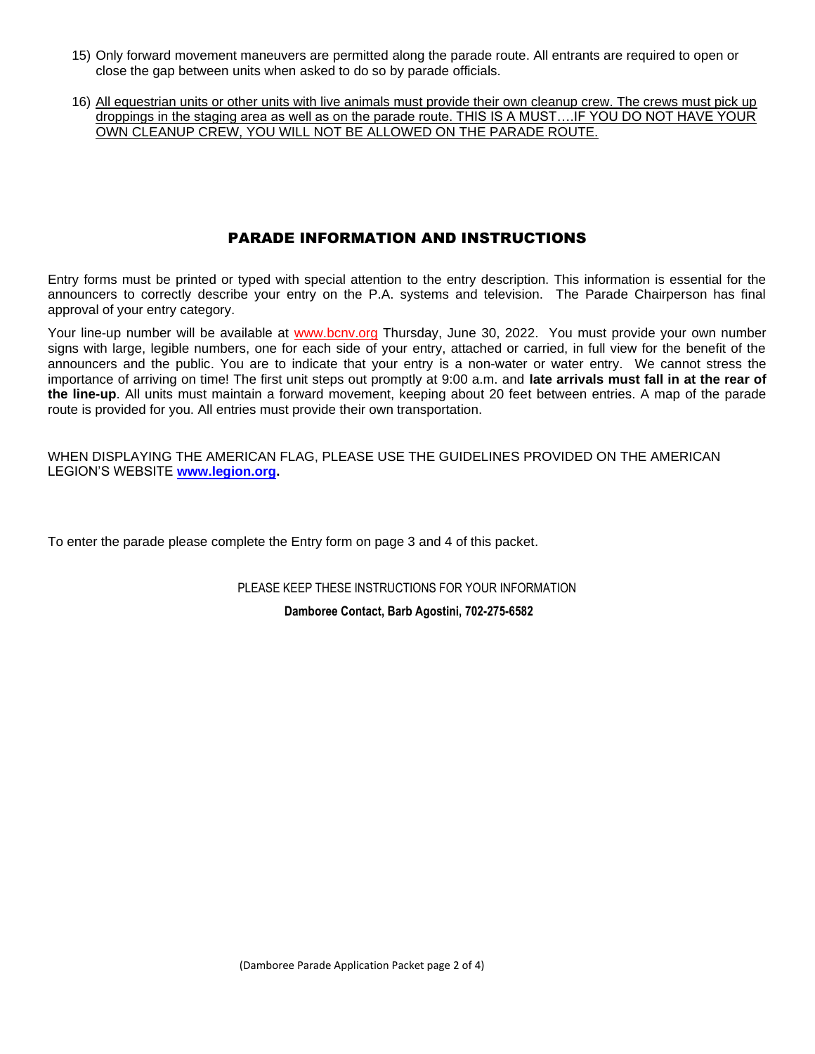15) Only forward movement maneuvers are permitted along the parade route. All entrants are required to open or close the gap between units when asked to do so by parade officials.

16) <u>All equestrian units or other units with live animals must provide their own cleanup crew. The crews must pick up droppings in the staging area as well as on the parade route. THIS IS A MUST….IF YOU DO NOT HAVE YOUR OWN CLEANUP CREW, YOU WILL NOT BE ALLOWED ON THE PARADE ROUTE.</u>

## PARADE INFORMATION AND INSTRUCTIONS

Entry forms must be printed or typed with special attention to the entry description. This information is essential for the announcers to correctly describe your entry on the P.A. systems and television. The Parade Chairperson has final approval of your entry category.

Your line-up number will be available at www.bcnv.org Thursday, June 30, 2022. You must provide your own number signs with large, legible numbers, one for each side of your entry, attached or carried, in full view for the benefit of the announcers and the public. You are to indicate that your entry is a non-water or water entry. We cannot stress the importance of arriving on time! The first unit steps out promptly at 9:00 a.m. and **late arrivals must fall in at the rear of the line-up**. All units must maintain a forward movement, keeping about 20 feet between entries. A map of the parade route is provided for you. All entries must provide their own transportation.

WHEN DISPLAYING THE AMERICAN FLAG, PLEASE USE THE GUIDELINES PROVIDED ON THE AMERICAN LEGION'S WEBSITE **www.legion.org.**

To enter the parade please complete the Entry form on page 3 and 4 of this packet.

PLEASE KEEP THESE INSTRUCTIONS FOR YOUR INFORMATION

**Damboree Contact, Barb Agostini, 702-275-6582**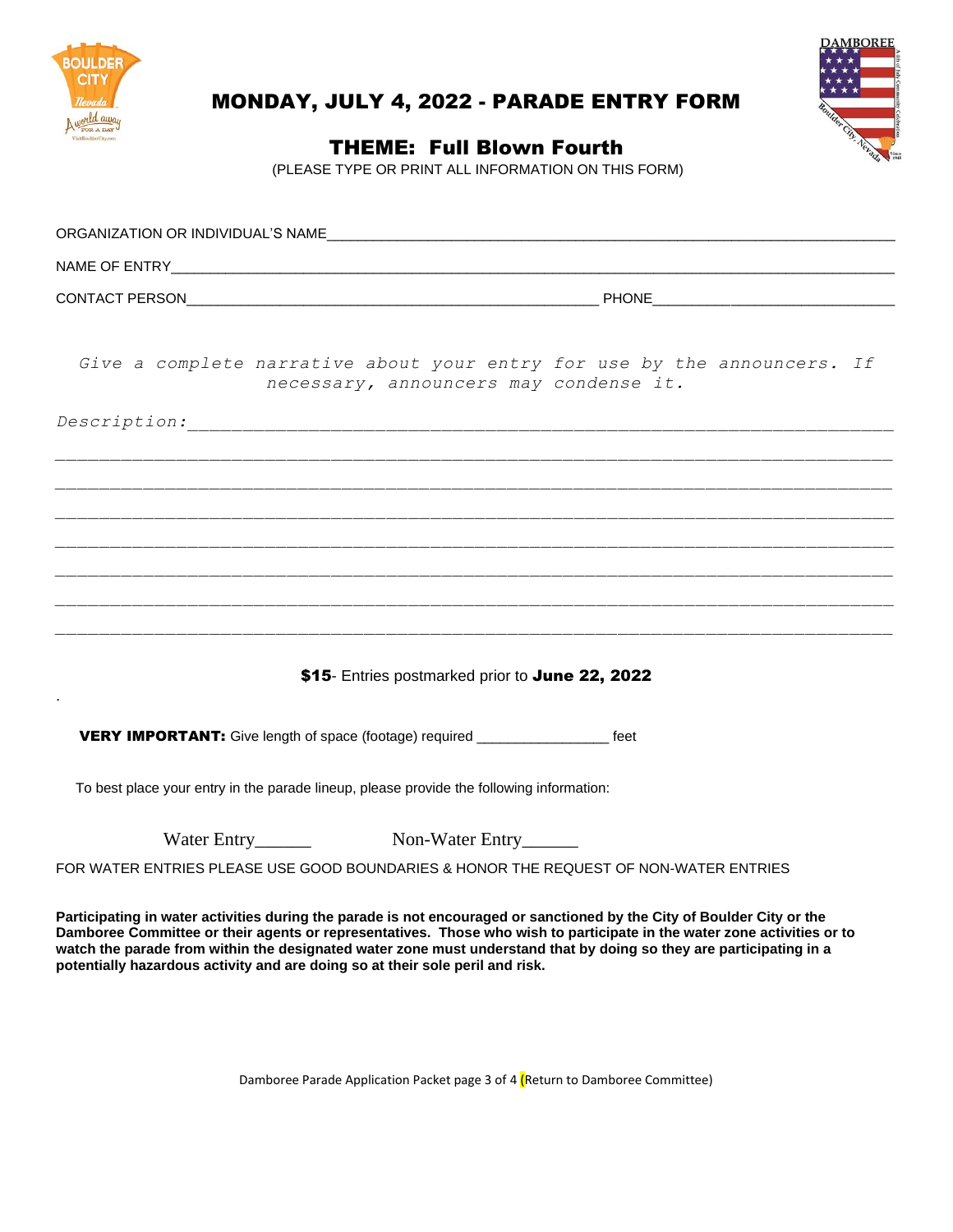# MONDAY, JULY 4, 2022 - PARADE ENTRY FORM

## THEME: Full Blown Fourth

(PLEASE TYPE OR PRINT ALL INFORMATION ON THIS FORM)

ORGANIZATION OR INDIVIDUAL'S NAME____________________________________________________________

NAME OF ENTRY________________________________________________________________________

CONTACT PERSON_____________________________________________ PHONE__________________________

*Give a complete narrative about your entry for use by the announcers. If necessary, announcers may condense it.*

*Description:*_________________________________________________________________

_____________________________________________________________________________

_____________________________________________________________________________

_____________________________________________________________________________

_____________________________________________________________________________

_____________________________________________________________________________

_____________________________________________________________________________

_____________________________________________________________________________

**$15**- Entries postmarked prior to **June 22, 2022**

.

**VERY IMPORTANT:** Give length of space (footage) required ________________ feet

To best place your entry in the parade lineup, please provide the following information:

Water Entry______ Non-Water Entry______

FOR WATER ENTRIES PLEASE USE GOOD BOUNDARIES & HONOR THE REQUEST OF NON-WATER ENTRIES

**Participating in water activities during the parade is not encouraged or sanctioned by the City of Boulder City or the Damboree Committee or their agents or representatives. Those who wish to participate in the water zone activities or to watch the parade from within the designated water zone must understand that by doing so they are participating in a potentially hazardous activity and are doing so at their sole peril and risk.**

(Return to Damboree Committee)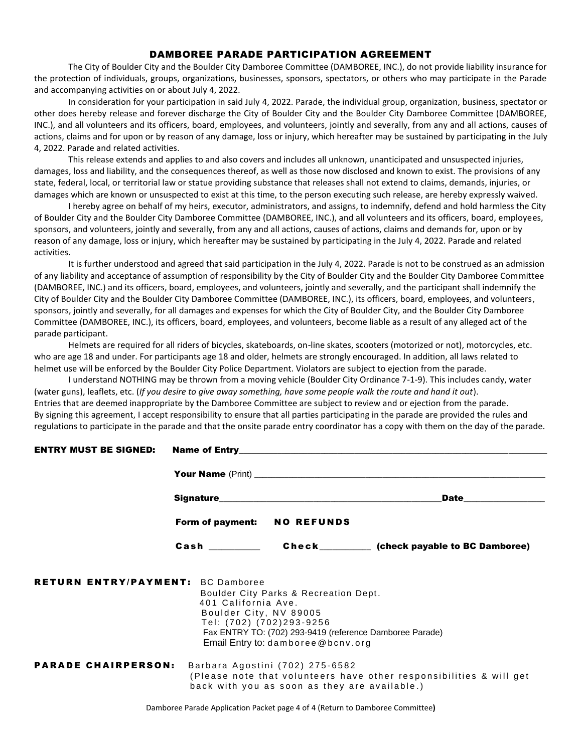# DAMBOREE PARADE PARTICIPATION AGREEMENT

The City of Boulder City and the Boulder City Damboree Committee (DAMBOREE, INC.), do not provide liability insurance for the protection of individuals, groups, organizations, businesses, sponsors, spectators, or others who may participate in the Parade and accompanying activities on or about July 4, 2022.

In consideration for your participation in said July 4, 2022. Parade, the individual group, organization, business, spectator or other does hereby release and forever discharge the City of Boulder City and the Boulder City Damboree Committee (DAMBOREE, INC.), and all volunteers and its officers, board, employees, and volunteers, jointly and severally, from any and all actions, causes of actions, claims and for upon or by reason of any damage, loss or injury, which hereafter may be sustained by participating in the July 4, 2022. Parade and related activities.

This release extends and applies to and also covers and includes all unknown, unanticipated and unsuspected injuries, damages, loss and liability, and the consequences thereof, as well as those now disclosed and known to exist. The provisions of any state, federal, local, or territorial law or statue providing substance that releases shall not extend to claims, demands, injuries, or damages which are known or unsuspected to exist at this time, to the person executing such release, are hereby expressly waived.

I hereby agree on behalf of my heirs, executor, administrators, and assigns, to indemnify, defend and hold harmless the City of Boulder City and the Boulder City Damboree Committee (DAMBOREE, INC.), and all volunteers and its officers, board, employees, sponsors, and volunteers, jointly and severally, from any and all actions, causes of actions, claims and demands for, upon or by reason of any damage, loss or injury, which hereafter may be sustained by participating in the July 4, 2022. Parade and related activities.

It is further understood and agreed that said participation in the July 4, 2022. Parade is not to be construed as an admission of any liability and acceptance of assumption of responsibility by the City of Boulder City and the Boulder City Damboree Committee (DAMBOREE, INC.) and its officers, board, employees, and volunteers, jointly and severally, and the participant shall indemnify the City of Boulder City and the Boulder City Damboree Committee (DAMBOREE, INC.), its officers, board, employees, and volunteers, sponsors, jointly and severally, for all damages and expenses for which the City of Boulder City, and the Boulder City Damboree Committee (DAMBOREE, INC.), its officers, board, employees, and volunteers, become liable as a result of any alleged act of the parade participant.

Helmets are required for all riders of bicycles, skateboards, on-line skates, scooters (motorized or not), motorcycles, etc. who are age 18 and under. For participants age 18 and older, helmets are strongly encouraged. In addition, all laws related to helmet use will be enforced by the Boulder City Police Department. Violators are subject to ejection from the parade.

I understand NOTHING may be thrown from a moving vehicle (Boulder City Ordinance 7-1-9). This includes candy, water (water guns), leaflets, etc. (*If you desire to give away something, have some people walk the route and hand it out*).
Entries that are deemed inappropriate by the Damboree Committee are subject to review and or ejection from the parade.
By signing this agreement, I accept responsibility to ensure that all parties participating in the parade are provided the rules and regulations to participate in the parade and that the onsite parade entry coordinator has a copy with them on the day of the parade.

**ENTRY MUST BE SIGNED:** **Name of Entry**\_\_\_\_\_\_\_\_\_\_\_\_\_\_\_\_\_\_\_\_\_\_\_\_\_\_\_\_\_\_\_\_\_\_\_\_\_\_\_\_

**Your Name** (Print) \_\_\_\_\_\_\_\_\_\_\_\_\_\_\_\_\_\_\_\_\_\_\_\_\_\_\_\_\_\_\_\_\_\_\_\_\_\_\_\_

**Signature**\_\_\_\_\_\_\_\_\_\_\_\_\_\_\_\_\_\_\_\_\_\_\_\_\_\_\_\_\_\_ **Date**\_\_\_\_\_\_\_\_\_\_\_\_

**Form of payment: NO REFUNDS**

**Cash** \_\_\_\_\_\_\_\_\_\_ **Check**\_\_\_\_\_\_\_\_\_\_ **(check payable to BC Damboree)**

**RETURN ENTRY/PAYMENT:** BC Damboree
Boulder City Parks & Recreation Dept.
401 California Ave.
Boulder City, NV 89005
Tel: (702) (702)293-9256
Fax ENTRY TO: (702) 293-9419 (reference Damboree Parade)
Email Entry to: damboree@bcnv.org

**PARADE CHAIRPERSON:** Barbara Agostini (702) 275-6582
(Please note that volunteers have other responsibilities & will get back with you as soon as they are available.)

Damboree Parade Application Packet page 4 of 4 (Return to Damboree Committee**)**